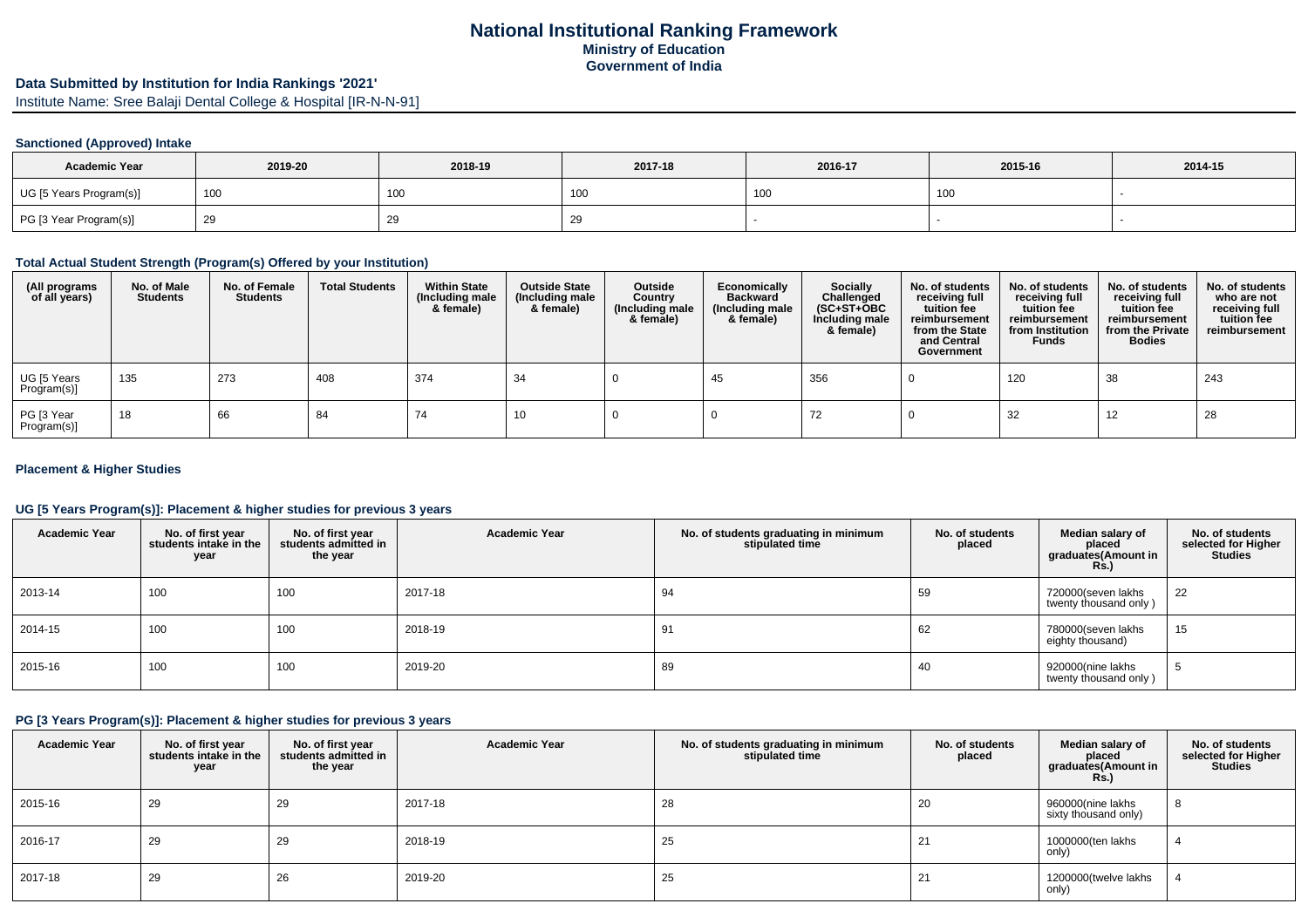# National Institutional Ranking Framework

**Ministry of Education**

**Government of India**

## Data Submitted by Institution for India Rankings '2021'

Institute Name: Sree Balaji Dental College & Hospital [IR-N-N-91]

### Sanctioned (Approved) Intake

| Academic Year | 2019-20 | 2018-19 | 2017-18 | 2016-17 | 2015-16 | 2014-15 |
|---|---|---|---|---|---|---|
| UG [5 Years Program(s)] | 100 | 100 | 100 | 100 | 100 | - |
| PG [3 Year Program(s)] | 29 | 29 | 29 | - | - | - |

### Total Actual Student Strength (Program(s) Offered by your Institution)

| (All programs of all years) | No. of Male Students | No. of Female Students | Total Students | Within State (Including male & female) | Outside State (Including male & female) | Outside Country (Including male & female) | Economically Backward (Including male & female) | Socially Challenged (SC+ST+OBC Including male & female) | No. of students receiving full tuition fee reimbursement from the State and Central Government | No. of students receiving full tuition fee reimbursement from Institution Funds | No. of students receiving full tuition fee reimbursement from the Private Bodies | No. of students who are not receiving full tuition fee reimbursement |
|---|---|---|---|---|---|---|---|---|---|---|---|---|
| UG [5 Years Program(s)] | 135 | 273 | 408 | 374 | 34 | 0 | 45 | 356 | 0 | 120 | 38 | 243 |
| PG [3 Year Program(s)] | 18 | 66 | 84 | 74 | 10 | 0 | 0 | 72 | 0 | 32 | 12 | 28 |

### Placement & Higher Studies

### UG [5 Years Program(s)]: Placement & higher studies for previous 3 years

| Academic Year | No. of first year students intake in the year | No. of first year students admitted in the year | Academic Year | No. of students graduating in minimum stipulated time | No. of students placed | Median salary of placed graduates(Amount in Rs.) | No. of students selected for Higher Studies |
|---|---|---|---|---|---|---|---|
| 2013-14 | 100 | 100 | 2017-18 | 94 | 59 | 720000(seven lakhs twenty thousand only ) | 22 |
| 2014-15 | 100 | 100 | 2018-19 | 91 | 62 | 780000(seven lakhs eighty thousand) | 15 |
| 2015-16 | 100 | 100 | 2019-20 | 89 | 40 | 920000(nine lakhs twenty thousand only ) | 5 |

### PG [3 Years Program(s)]: Placement & higher studies for previous 3 years

| Academic Year | No. of first year students intake in the year | No. of first year students admitted in the year | Academic Year | No. of students graduating in minimum stipulated time | No. of students placed | Median salary of placed graduates(Amount in Rs.) | No. of students selected for Higher Studies |
|---|---|---|---|---|---|---|---|
| 2015-16 | 29 | 29 | 2017-18 | 28 | 20 | 960000(nine lakhs sixty thousand only) | 8 |
| 2016-17 | 29 | 29 | 2018-19 | 25 | 21 | 1000000(ten lakhs only) | 4 |
| 2017-18 | 29 | 26 | 2019-20 | 25 | 21 | 1200000(twelve lakhs only) | 4 |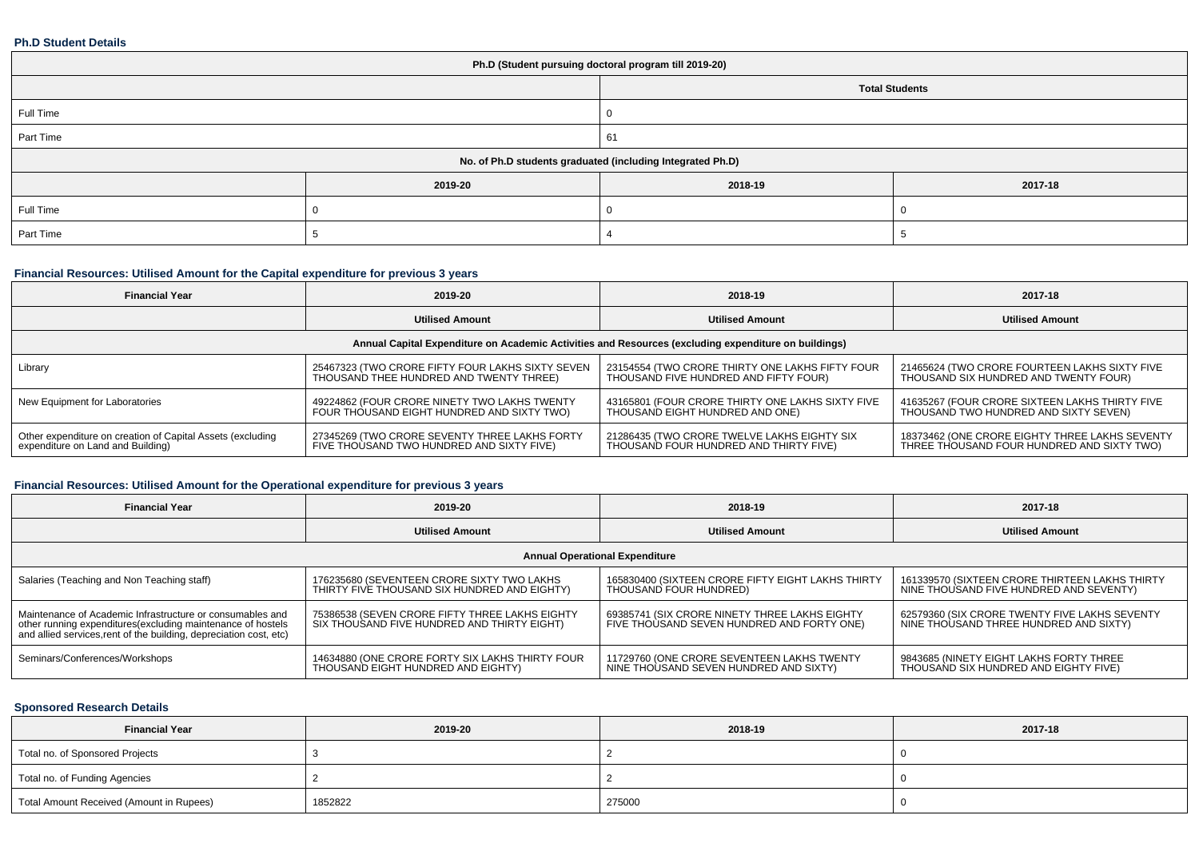### Ph.D Student Details

| Ph.D (Student pursuing doctoral program till 2019-20) | | | |
|---|---|---|---|
| | Total Students | | |
| Full Time | 0 | | |
| Part Time | 61 | | |
| No. of Ph.D students graduated (including Integrated Ph.D) | | | |
| | 2019-20 | 2018-19 | 2017-18 |
| Full Time | 0 | 0 | 0 |
| Part Time | 5 | 4 | 5 |

### Financial Resources: Utilised Amount for the Capital expenditure for previous 3 years

| Financial Year | 2019-20 | 2018-19 | 2017-18 |
|---|---|---|---|
| | Utilised Amount | Utilised Amount | Utilised Amount |
| Annual Capital Expenditure on Academic Activities and Resources (excluding expenditure on buildings) | | | |
| Library | 25467323 (TWO CRORE FIFTY FOUR LAKHS SIXTY SEVEN THOUSAND THEE HUNDRED AND TWENTY THREE) | 23154554 (TWO CRORE THIRTY ONE LAKHS FIFTY FOUR THOUSAND FIVE HUNDRED AND FIFTY FOUR) | 21465624 (TWO CRORE FOURTEEN LAKHS SIXTY FIVE THOUSAND SIX HUNDRED AND TWENTY FOUR) |
| New Equipment for Laboratories | 49224862 (FOUR CRORE NINETY TWO LAKHS TWENTY FOUR THOUSAND EIGHT HUNDRED AND SIXTY TWO) | 43165801 (FOUR CRORE THIRTY ONE LAKHS SIXTY FIVE THOUSAND EIGHT HUNDRED AND ONE) | 41635267 (FOUR CRORE SIXTEEN LAKHS THIRTY FIVE THOUSAND TWO HUNDRED AND SIXTY SEVEN) |
| Other expenditure on creation of Capital Assets (excluding expenditure on Land and Building) | 27345269 (TWO CRORE SEVENTY THREE LAKHS FORTY FIVE THOUSAND TWO HUNDRED AND SIXTY FIVE) | 21286435 (TWO CRORE TWELVE LAKHS EIGHTY SIX THOUSAND FOUR HUNDRED AND THIRTY FIVE) | 18373462 (ONE CRORE EIGHTY THREE LAKHS SEVENTY THREE THOUSAND FOUR HUNDRED AND SIXTY TWO) |

### Financial Resources: Utilised Amount for the Operational expenditure for previous 3 years

| Financial Year | 2019-20 | 2018-19 | 2017-18 |
|---|---|---|---|
| | Utilised Amount | Utilised Amount | Utilised Amount |
| Annual Operational Expenditure | | | |
| Salaries (Teaching and Non Teaching staff) | 176235680 (SEVENTEEN CRORE SIXTY TWO LAKHS THIRTY FIVE THOUSAND SIX HUNDRED AND EIGHTY) | 165830400 (SIXTEEN CRORE FIFTY EIGHT LAKHS THIRTY THOUSAND FOUR HUNDRED) | 161339570 (SIXTEEN CRORE THIRTEEN LAKHS THIRTY NINE THOUSAND FIVE HUNDRED AND SEVENTY) |
| Maintenance of Academic Infrastructure or consumables and other running expenditures(excluding maintenance of hostels and allied services,rent of the building, depreciation cost, etc) | 75386538 (SEVEN CRORE FIFTY THREE LAKHS EIGHTY SIX THOUSAND FIVE HUNDRED AND THIRTY EIGHT) | 69385741 (SIX CRORE NINETY THREE LAKHS EIGHTY FIVE THOUSAND SEVEN HUNDRED AND FORTY ONE) | 62579360 (SIX CRORE TWENTY FIVE LAKHS SEVENTY NINE THOUSAND THREE HUNDRED AND SIXTY) |
| Seminars/Conferences/Workshops | 14634880 (ONE CRORE FORTY SIX LAKHS THIRTY FOUR THOUSAND EIGHT HUNDRED AND EIGHTY) | 11729760 (ONE CRORE SEVENTEEN LAKHS TWENTY NINE THOUSAND SEVEN HUNDRED AND SIXTY) | 9843685 (NINETY EIGHT LAKHS FORTY THREE THOUSAND SIX HUNDRED AND EIGHTY FIVE) |

### Sponsored Research Details

| Financial Year | 2019-20 | 2018-19 | 2017-18 |
|---|---|---|---|
| Total no. of Sponsored Projects | 3 | 2 | 0 |
| Total no. of Funding Agencies | 2 | 2 | 0 |
| Total Amount Received (Amount in Rupees) | 1852822 | 275000 | 0 |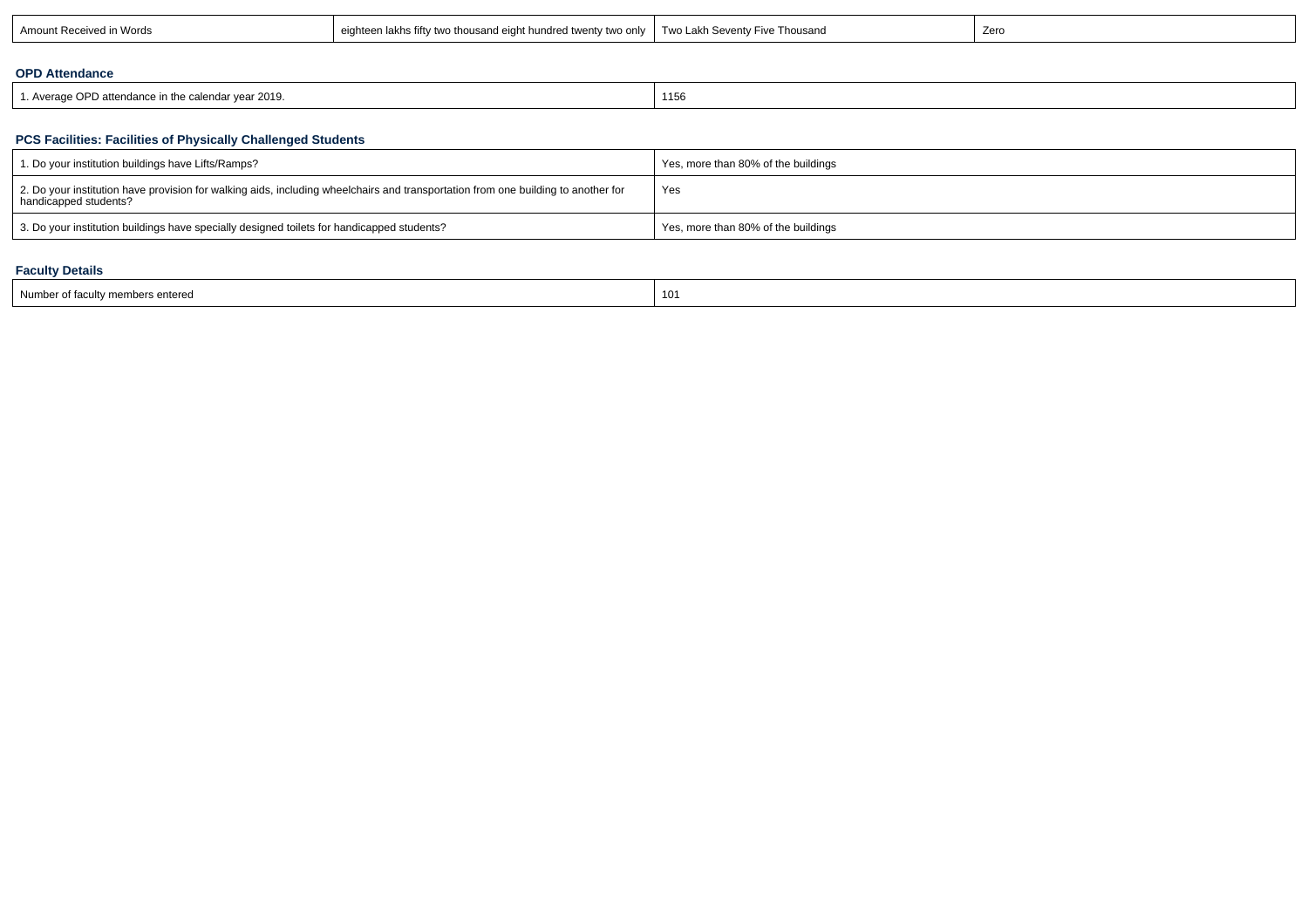| | | | |
|---|---|---|---|
| Amount Received in Words | eighteen lakhs fifty two thousand eight hundred twenty two only | Two Lakh Seventy Five Thousand | Zero |

### OPD Attendance

| | |
|---|---|
| 1. Average OPD attendance in the calendar year 2019. | 1156 |

### PCS Facilities: Facilities of Physically Challenged Students

| | |
|---|---|
| 1. Do your institution buildings have Lifts/Ramps? | Yes, more than 80% of the buildings |
| 2. Do your institution have provision for walking aids, including wheelchairs and transportation from one building to another for handicapped students? | Yes |
| 3. Do your institution buildings have specially designed toilets for handicapped students? | Yes, more than 80% of the buildings |

### Faculty Details

| | |
|---|---|
| Number of faculty members entered | 101 |